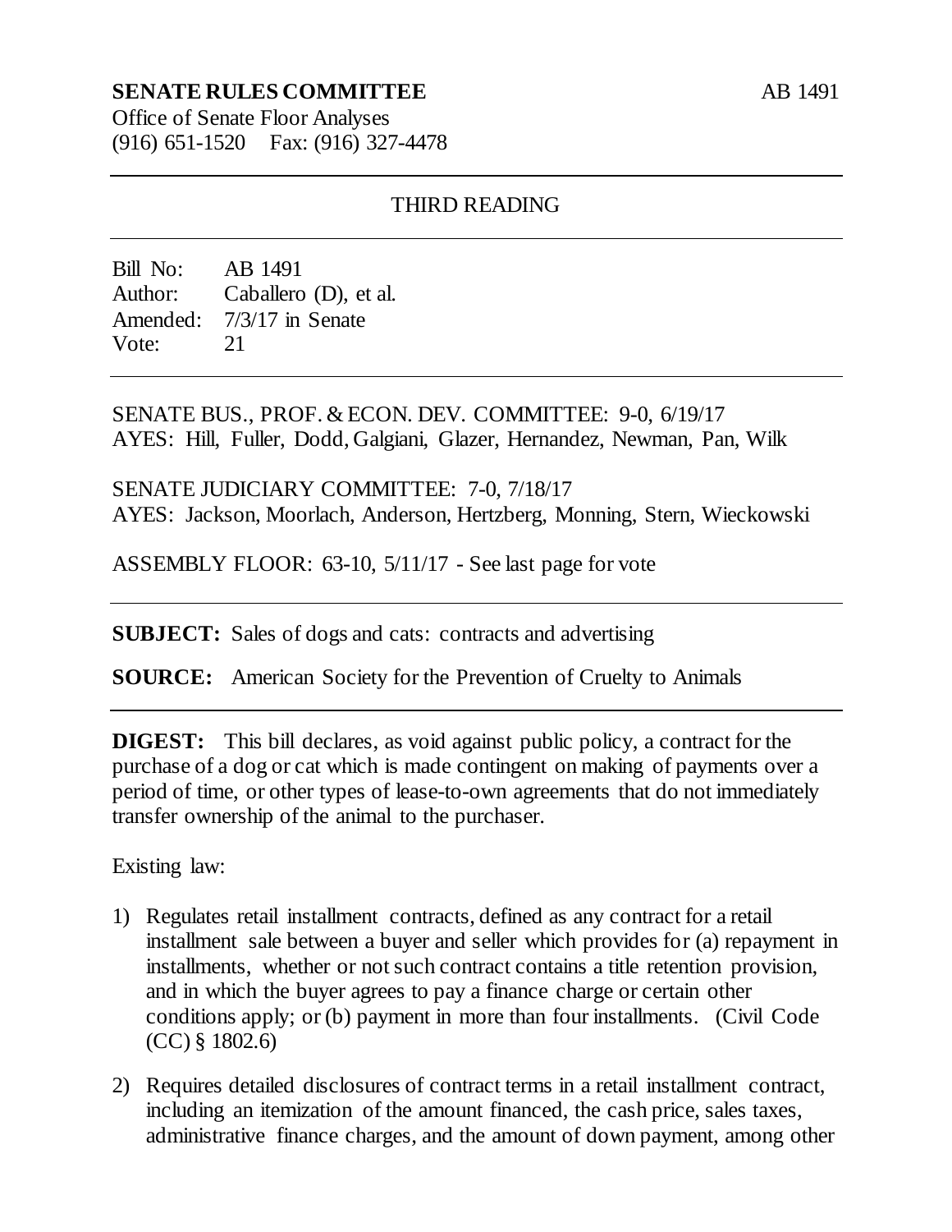**SENATE RULES COMMITTEE** AB 1491

Office of Senate Floor Analyses
(916) 651-1520 Fax: (916) 327-4478

---

THIRD READING

---

Bill No: AB 1491
Author: Caballero (D), et al.
Amended: 7/3/17 in Senate
Vote: 21

---

SENATE BUS., PROF. & ECON. DEV. COMMITTEE: 9-0, 6/19/17
AYES: Hill, Fuller, Dodd, Galgiani, Glazer, Hernandez, Newman, Pan, Wilk

SENATE JUDICIARY COMMITTEE: 7-0, 7/18/17
AYES: Jackson, Moorlach, Anderson, Hertzberg, Monning, Stern, Wieckowski

ASSEMBLY FLOOR: 63-10, 5/11/17 - See last page for vote

---

**SUBJECT:** Sales of dogs and cats: contracts and advertising

**SOURCE:** American Society for the Prevention of Cruelty to Animals

---

**DIGEST:** This bill declares, as void against public policy, a contract for the purchase of a dog or cat which is made contingent on making of payments over a period of time, or other types of lease-to-own agreements that do not immediately transfer ownership of the animal to the purchaser.

Existing law:

1) Regulates retail installment contracts, defined as any contract for a retail installment sale between a buyer and seller which provides for (a) repayment in installments, whether or not such contract contains a title retention provision, and in which the buyer agrees to pay a finance charge or certain other conditions apply; or (b) payment in more than four installments. (Civil Code (CC) § 1802.6)

2) Requires detailed disclosures of contract terms in a retail installment contract, including an itemization of the amount financed, the cash price, sales taxes, administrative finance charges, and the amount of down payment, among other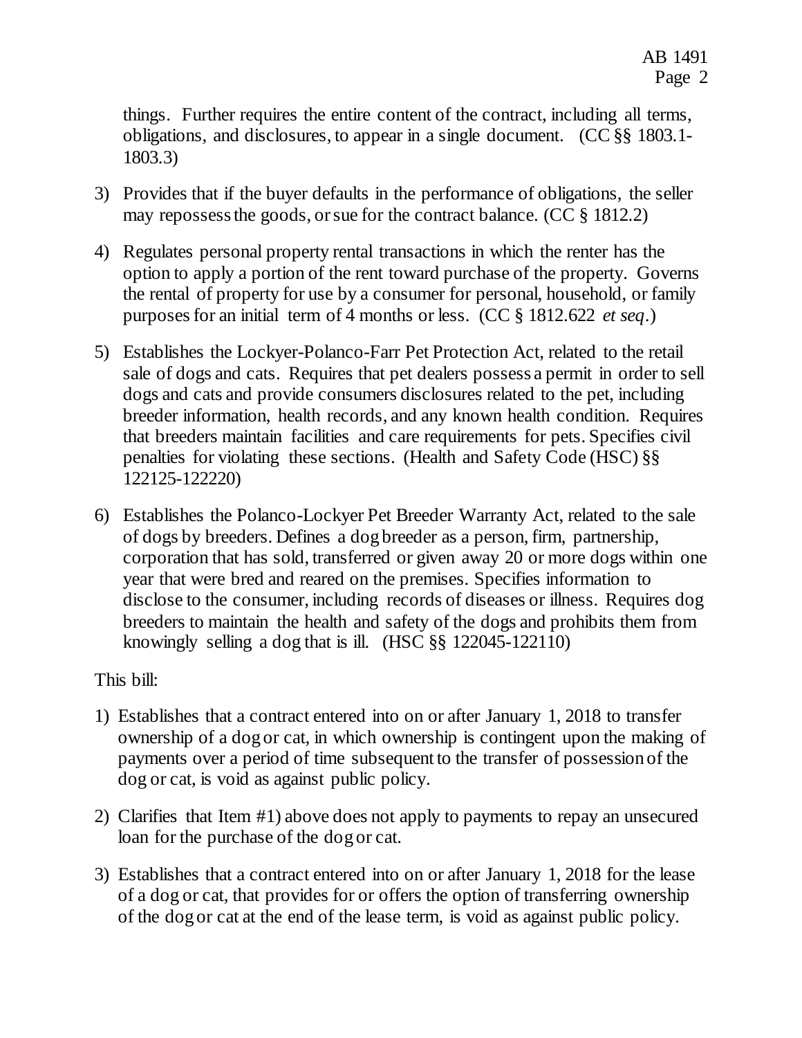things. Further requires the entire content of the contract, including all terms, obligations, and disclosures, to appear in a single document. (CC §§ 1803.1-1803.3)

3) Provides that if the buyer defaults in the performance of obligations, the seller may repossess the goods, or sue for the contract balance. (CC § 1812.2)

4) Regulates personal property rental transactions in which the renter has the option to apply a portion of the rent toward purchase of the property. Governs the rental of property for use by a consumer for personal, household, or family purposes for an initial term of 4 months or less. (CC § 1812.622 *et seq*.)

5) Establishes the Lockyer-Polanco-Farr Pet Protection Act, related to the retail sale of dogs and cats. Requires that pet dealers possess a permit in order to sell dogs and cats and provide consumers disclosures related to the pet, including breeder information, health records, and any known health condition. Requires that breeders maintain facilities and care requirements for pets. Specifies civil penalties for violating these sections. (Health and Safety Code (HSC) §§ 122125-122220)

6) Establishes the Polanco-Lockyer Pet Breeder Warranty Act, related to the sale of dogs by breeders. Defines a dog breeder as a person, firm, partnership, corporation that has sold, transferred or given away 20 or more dogs within one year that were bred and reared on the premises. Specifies information to disclose to the consumer, including records of diseases or illness. Requires dog breeders to maintain the health and safety of the dogs and prohibits them from knowingly selling a dog that is ill. (HSC §§ 122045-122110)

This bill:

1) Establishes that a contract entered into on or after January 1, 2018 to transfer ownership of a dog or cat, in which ownership is contingent upon the making of payments over a period of time subsequent to the transfer of possession of the dog or cat, is void as against public policy.

2) Clarifies that Item #1) above does not apply to payments to repay an unsecured loan for the purchase of the dog or cat.

3) Establishes that a contract entered into on or after January 1, 2018 for the lease of a dog or cat, that provides for or offers the option of transferring ownership of the dog or cat at the end of the lease term, is void as against public policy.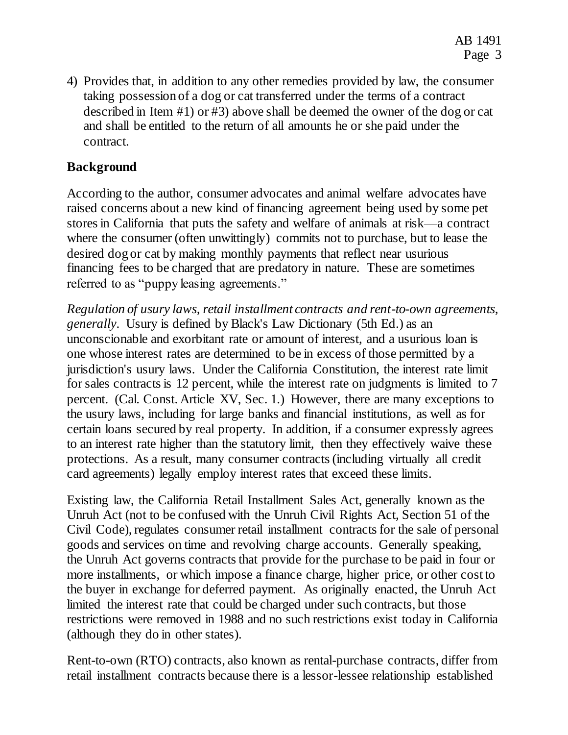4) Provides that, in addition to any other remedies provided by law, the consumer taking possession of a dog or cat transferred under the terms of a contract described in Item #1) or #3) above shall be deemed the owner of the dog or cat and shall be entitled to the return of all amounts he or she paid under the contract.

## Background

According to the author, consumer advocates and animal welfare advocates have raised concerns about a new kind of financing agreement being used by some pet stores in California that puts the safety and welfare of animals at risk—a contract where the consumer (often unwittingly) commits not to purchase, but to lease the desired dog or cat by making monthly payments that reflect near usurious financing fees to be charged that are predatory in nature. These are sometimes referred to as "puppy leasing agreements."

*Regulation of usury laws, retail installment contracts and rent-to-own agreements, generally.* Usury is defined by Black's Law Dictionary (5th Ed.) as an unconscionable and exorbitant rate or amount of interest, and a usurious loan is one whose interest rates are determined to be in excess of those permitted by a jurisdiction's usury laws. Under the California Constitution, the interest rate limit for sales contracts is 12 percent, while the interest rate on judgments is limited to 7 percent. (Cal. Const. Article XV, Sec. 1.) However, there are many exceptions to the usury laws, including for large banks and financial institutions, as well as for certain loans secured by real property. In addition, if a consumer expressly agrees to an interest rate higher than the statutory limit, then they effectively waive these protections. As a result, many consumer contracts (including virtually all credit card agreements) legally employ interest rates that exceed these limits.

Existing law, the California Retail Installment Sales Act, generally known as the Unruh Act (not to be confused with the Unruh Civil Rights Act, Section 51 of the Civil Code), regulates consumer retail installment contracts for the sale of personal goods and services on time and revolving charge accounts. Generally speaking, the Unruh Act governs contracts that provide for the purchase to be paid in four or more installments, or which impose a finance charge, higher price, or other cost to the buyer in exchange for deferred payment. As originally enacted, the Unruh Act limited the interest rate that could be charged under such contracts, but those restrictions were removed in 1988 and no such restrictions exist today in California (although they do in other states).

Rent-to-own (RTO) contracts, also known as rental-purchase contracts, differ from retail installment contracts because there is a lessor-lessee relationship established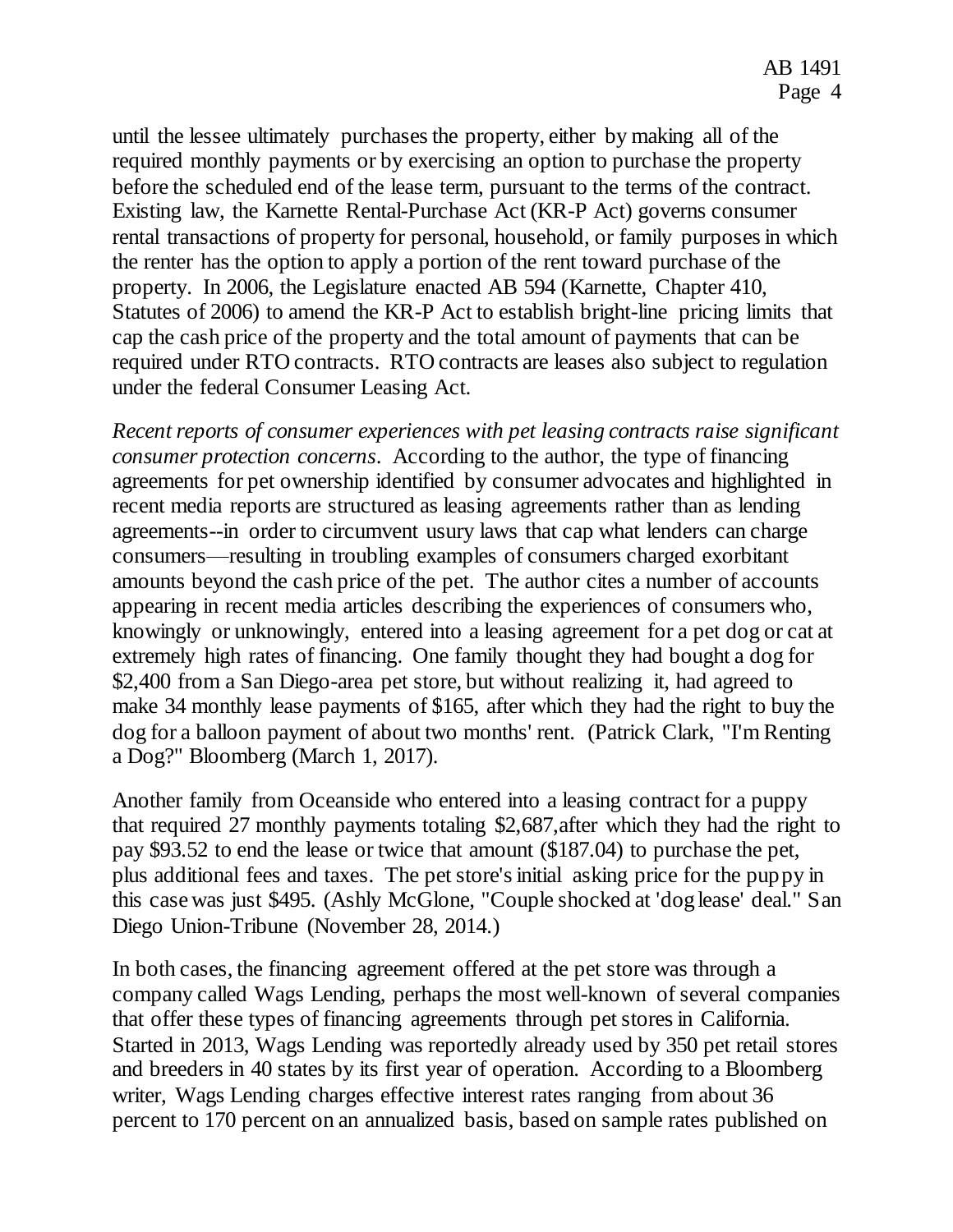until the lessee ultimately purchases the property, either by making all of the required monthly payments or by exercising an option to purchase the property before the scheduled end of the lease term, pursuant to the terms of the contract. Existing law, the Karnette Rental-Purchase Act (KR-P Act) governs consumer rental transactions of property for personal, household, or family purposes in which the renter has the option to apply a portion of the rent toward purchase of the property. In 2006, the Legislature enacted AB 594 (Karnette, Chapter 410, Statutes of 2006) to amend the KR-P Act to establish bright-line pricing limits that cap the cash price of the property and the total amount of payments that can be required under RTO contracts. RTO contracts are leases also subject to regulation under the federal Consumer Leasing Act.

*Recent reports of consumer experiences with pet leasing contracts raise significant consumer protection concerns*. According to the author, the type of financing agreements for pet ownership identified by consumer advocates and highlighted in recent media reports are structured as leasing agreements rather than as lending agreements--in order to circumvent usury laws that cap what lenders can charge consumers—resulting in troubling examples of consumers charged exorbitant amounts beyond the cash price of the pet. The author cites a number of accounts appearing in recent media articles describing the experiences of consumers who, knowingly or unknowingly, entered into a leasing agreement for a pet dog or cat at extremely high rates of financing. One family thought they had bought a dog for $2,400 from a San Diego-area pet store, but without realizing it, had agreed to make 34 monthly lease payments of $165, after which they had the right to buy the dog for a balloon payment of about two months' rent. (Patrick Clark, "I'm Renting a Dog?" Bloomberg (March 1, 2017).

Another family from Oceanside who entered into a leasing contract for a puppy that required 27 monthly payments totaling $2,687, after which they had the right to pay $93.52 to end the lease or twice that amount ($187.04) to purchase the pet, plus additional fees and taxes. The pet store's initial asking price for the puppy in this case was just $495. (Ashly McGlone, "Couple shocked at 'dog lease' deal." San Diego Union-Tribune (November 28, 2014.)

In both cases, the financing agreement offered at the pet store was through a company called Wags Lending, perhaps the most well-known of several companies that offer these types of financing agreements through pet stores in California. Started in 2013, Wags Lending was reportedly already used by 350 pet retail stores and breeders in 40 states by its first year of operation. According to a Bloomberg writer, Wags Lending charges effective interest rates ranging from about 36 percent to 170 percent on an annualized basis, based on sample rates published on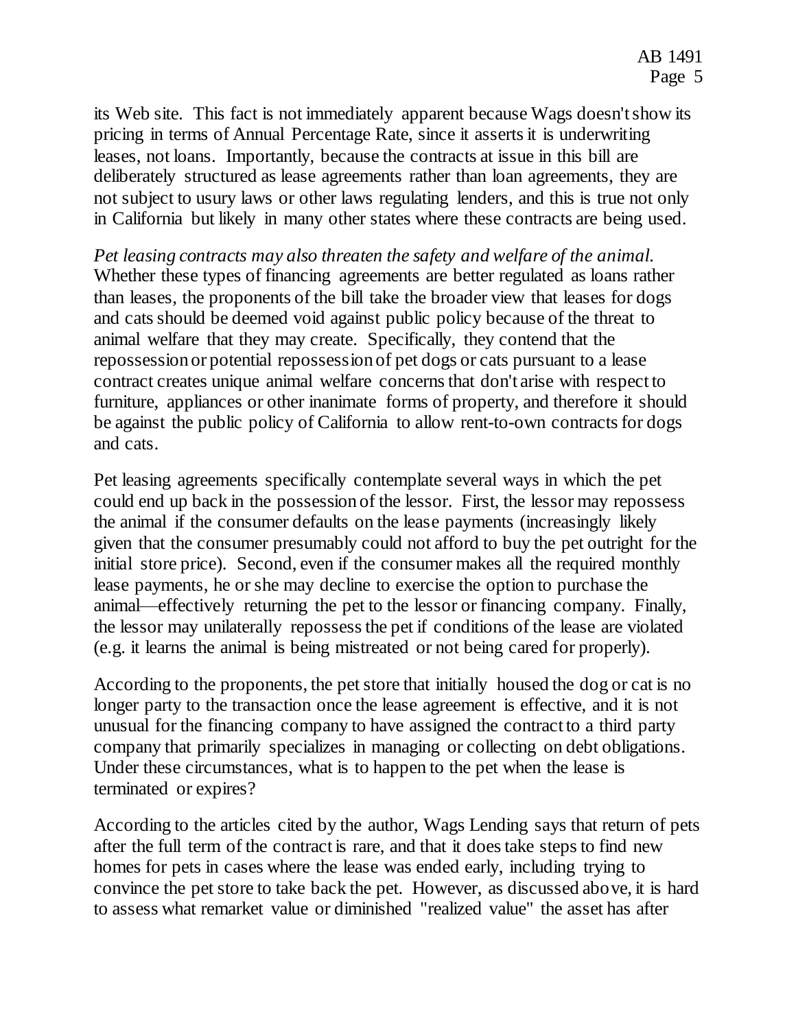its Web site. This fact is not immediately apparent because Wags doesn't show its pricing in terms of Annual Percentage Rate, since it asserts it is underwriting leases, not loans. Importantly, because the contracts at issue in this bill are deliberately structured as lease agreements rather than loan agreements, they are not subject to usury laws or other laws regulating lenders, and this is true not only in California but likely in many other states where these contracts are being used.

*Pet leasing contracts may also threaten the safety and welfare of the animal.* Whether these types of financing agreements are better regulated as loans rather than leases, the proponents of the bill take the broader view that leases for dogs and cats should be deemed void against public policy because of the threat to animal welfare that they may create. Specifically, they contend that the repossession or potential repossession of pet dogs or cats pursuant to a lease contract creates unique animal welfare concerns that don't arise with respect to furniture, appliances or other inanimate forms of property, and therefore it should be against the public policy of California to allow rent-to-own contracts for dogs and cats.

Pet leasing agreements specifically contemplate several ways in which the pet could end up back in the possession of the lessor. First, the lessor may repossess the animal if the consumer defaults on the lease payments (increasingly likely given that the consumer presumably could not afford to buy the pet outright for the initial store price). Second, even if the consumer makes all the required monthly lease payments, he or she may decline to exercise the option to purchase the animal—effectively returning the pet to the lessor or financing company. Finally, the lessor may unilaterally repossess the pet if conditions of the lease are violated (e.g. it learns the animal is being mistreated or not being cared for properly).

According to the proponents, the pet store that initially housed the dog or cat is no longer party to the transaction once the lease agreement is effective, and it is not unusual for the financing company to have assigned the contract to a third party company that primarily specializes in managing or collecting on debt obligations. Under these circumstances, what is to happen to the pet when the lease is terminated or expires?

According to the articles cited by the author, Wags Lending says that return of pets after the full term of the contract is rare, and that it does take steps to find new homes for pets in cases where the lease was ended early, including trying to convince the pet store to take back the pet. However, as discussed above, it is hard to assess what remarket value or diminished "realized value" the asset has after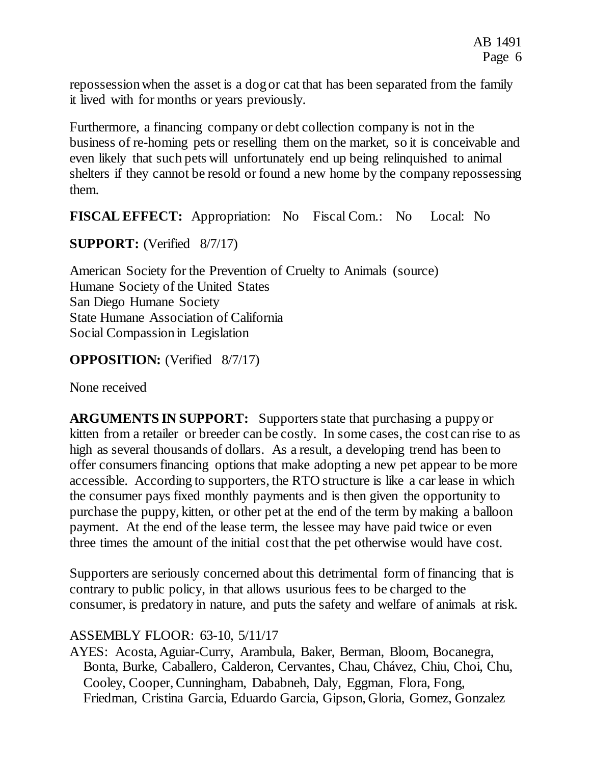repossession when the asset is a dog or cat that has been separated from the family it lived with for months or years previously.

Furthermore, a financing company or debt collection company is not in the business of re-homing pets or reselling them on the market, so it is conceivable and even likely that such pets will unfortunately end up being relinquished to animal shelters if they cannot be resold or found a new home by the company repossessing them.

**FISCAL EFFECT:** Appropriation: No Fiscal Com.: No Local: No

**SUPPORT:** (Verified 8/7/17)

American Society for the Prevention of Cruelty to Animals (source)
Humane Society of the United States
San Diego Humane Society
State Humane Association of California
Social Compassion in Legislation

**OPPOSITION:** (Verified 8/7/17)

None received

**ARGUMENTS IN SUPPORT:** Supporters state that purchasing a puppy or kitten from a retailer or breeder can be costly. In some cases, the cost can rise to as high as several thousands of dollars. As a result, a developing trend has been to offer consumers financing options that make adopting a new pet appear to be more accessible. According to supporters, the RTO structure is like a car lease in which the consumer pays fixed monthly payments and is then given the opportunity to purchase the puppy, kitten, or other pet at the end of the term by making a balloon payment. At the end of the lease term, the lessee may have paid twice or even three times the amount of the initial cost that the pet otherwise would have cost.

Supporters are seriously concerned about this detrimental form of financing that is contrary to public policy, in that allows usurious fees to be charged to the consumer, is predatory in nature, and puts the safety and welfare of animals at risk.

ASSEMBLY FLOOR: 63-10, 5/11/17

AYES: Acosta, Aguiar-Curry, Arambula, Baker, Berman, Bloom, Bocanegra, Bonta, Burke, Caballero, Calderon, Cervantes, Chau, Chávez, Chiu, Choi, Chu, Cooley, Cooper, Cunningham, Dababneh, Daly, Eggman, Flora, Fong, Friedman, Cristina Garcia, Eduardo Garcia, Gipson, Gloria, Gomez, Gonzalez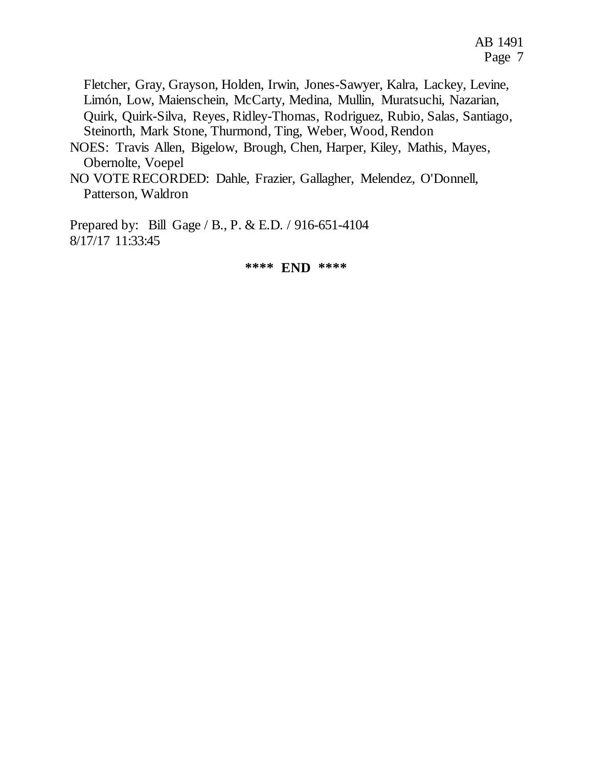Fletcher, Gray, Grayson, Holden, Irwin, Jones-Sawyer, Kalra, Lackey, Levine, Limón, Low, Maienschein, McCarty, Medina, Mullin, Muratsuchi, Nazarian, Quirk, Quirk-Silva, Reyes, Ridley-Thomas, Rodriguez, Rubio, Salas, Santiago, Steinorth, Mark Stone, Thurmond, Ting, Weber, Wood, Rendon

NOES: Travis Allen, Bigelow, Brough, Chen, Harper, Kiley, Mathis, Mayes, Obernolte, Voepel

NO VOTE RECORDED: Dahle, Frazier, Gallagher, Melendez, O'Donnell, Patterson, Waldron

Prepared by: Bill Gage / B., P. & E.D. / 916-651-4104
8/17/17 11:33:45

**\*\*\*\* END \*\*\*\***